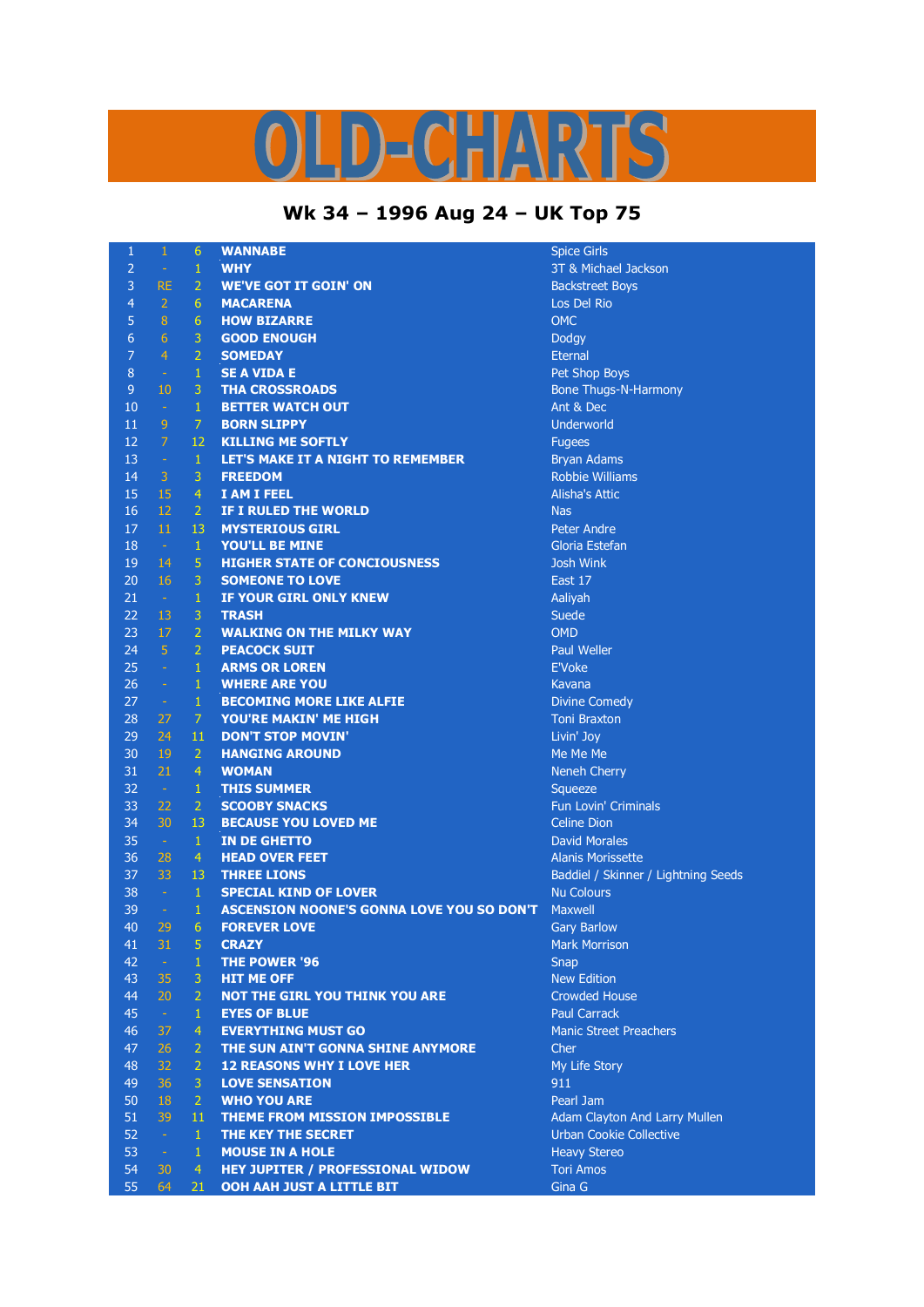# OLD-CHARTS

## Wk 34 – 1996 Aug 24 – UK Top 75

| | | | | |
|---|---|---|---|---|
| 1 | 1 | 6 | WANNABE | Spice Girls |
| 2 | - | 1 | WHY | 3T & Michael Jackson |
| 3 | RE | 2 | WE'VE GOT IT GOIN' ON | Backstreet Boys |
| 4 | 2 | 6 | MACARENA | Los Del Rio |
| 5 | 8 | 6 | HOW BIZARRE | OMC |
| 6 | 6 | 3 | GOOD ENOUGH | Dodgy |
| 7 | 4 | 2 | SOMEDAY | Eternal |
| 8 | - | 1 | SE A VIDA E | Pet Shop Boys |
| 9 | 10 | 3 | THA CROSSROADS | Bone Thugs-N-Harmony |
| 10 | - | 1 | BETTER WATCH OUT | Ant & Dec |
| 11 | 9 | 7 | BORN SLIPPY | Underworld |
| 12 | 7 | 12 | KILLING ME SOFTLY | Fugees |
| 13 | - | 1 | LET'S MAKE IT A NIGHT TO REMEMBER | Bryan Adams |
| 14 | 3 | 3 | FREEDOM | Robbie Williams |
| 15 | 15 | 4 | I AM I FEEL | Alisha's Attic |
| 16 | 12 | 2 | IF I RULED THE WORLD | Nas |
| 17 | 11 | 13 | MYSTERIOUS GIRL | Peter Andre |
| 18 | - | 1 | YOU'LL BE MINE | Gloria Estefan |
| 19 | 14 | 5 | HIGHER STATE OF CONCIOUSNESS | Josh Wink |
| 20 | 16 | 3 | SOMEONE TO LOVE | East 17 |
| 21 | - | 1 | IF YOUR GIRL ONLY KNEW | Aaliyah |
| 22 | 13 | 3 | TRASH | Suede |
| 23 | 17 | 2 | WALKING ON THE MILKY WAY | OMD |
| 24 | 5 | 2 | PEACOCK SUIT | Paul Weller |
| 25 | - | 1 | ARMS OR LOREN | E'Voke |
| 26 | - | 1 | WHERE ARE YOU | Kavana |
| 27 | - | 1 | BECOMING MORE LIKE ALFIE | Divine Comedy |
| 28 | 27 | 7 | YOU'RE MAKIN' ME HIGH | Toni Braxton |
| 29 | 24 | 11 | DON'T STOP MOVIN' | Livin' Joy |
| 30 | 19 | 2 | HANGING AROUND | Me Me Me |
| 31 | 21 | 4 | WOMAN | Neneh Cherry |
| 32 | - | 1 | THIS SUMMER | Squeeze |
| 33 | 22 | 2 | SCOOBY SNACKS | Fun Lovin' Criminals |
| 34 | 30 | 13 | BECAUSE YOU LOVED ME | Celine Dion |
| 35 | - | 1 | IN DE GHETTO | David Morales |
| 36 | 28 | 4 | HEAD OVER FEET | Alanis Morissette |
| 37 | 33 | 13 | THREE LIONS | Baddiel / Skinner / Lightning Seeds |
| 38 | - | 1 | SPECIAL KIND OF LOVER | Nu Colours |
| 39 | - | 1 | ASCENSION NOONE'S GONNA LOVE YOU SO DON'T | Maxwell |
| 40 | 29 | 6 | FOREVER LOVE | Gary Barlow |
| 41 | 31 | 5 | CRAZY | Mark Morrison |
| 42 | - | 1 | THE POWER '96 | Snap |
| 43 | 35 | 3 | HIT ME OFF | New Edition |
| 44 | 20 | 2 | NOT THE GIRL YOU THINK YOU ARE | Crowded House |
| 45 | - | 1 | EYES OF BLUE | Paul Carrack |
| 46 | 37 | 4 | EVERYTHING MUST GO | Manic Street Preachers |
| 47 | 26 | 2 | THE SUN AIN'T GONNA SHINE ANYMORE | Cher |
| 48 | 32 | 2 | 12 REASONS WHY I LOVE HER | My Life Story |
| 49 | 36 | 3 | LOVE SENSATION | 911 |
| 50 | 18 | 2 | WHO YOU ARE | Pearl Jam |
| 51 | 39 | 11 | THEME FROM MISSION IMPOSSIBLE | Adam Clayton And Larry Mullen |
| 52 | - | 1 | THE KEY THE SECRET | Urban Cookie Collective |
| 53 | - | 1 | MOUSE IN A HOLE | Heavy Stereo |
| 54 | 30 | 4 | HEY JUPITER / PROFESSIONAL WIDOW | Tori Amos |
| 55 | 64 | 21 | OOH AAH JUST A LITTLE BIT | Gina G |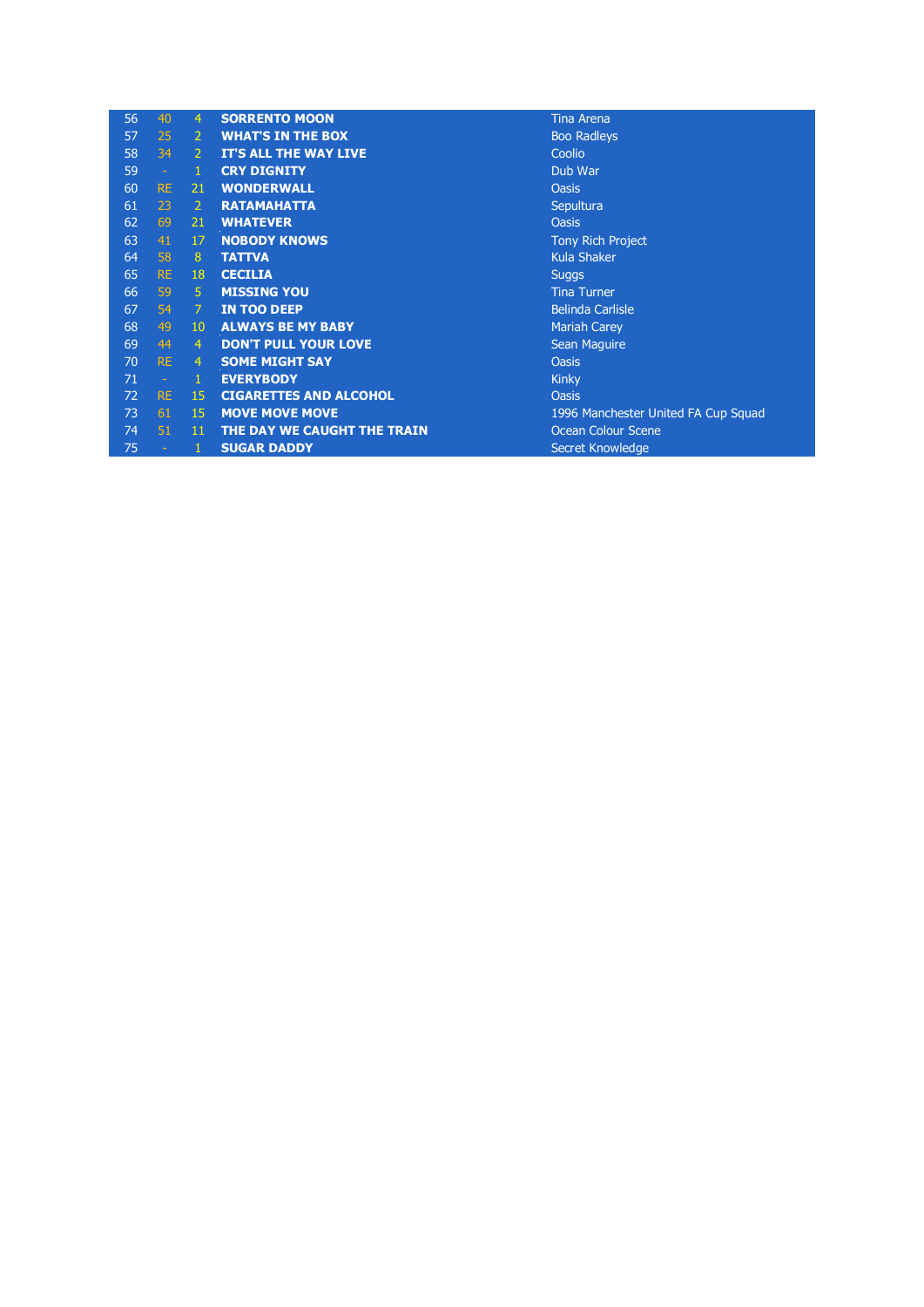| | | | | |
|---|---|---|---|---|
| 56 | 40 | 4 | SORRENTO MOON | Tina Arena |
| 57 | 25 | 2 | WHAT'S IN THE BOX | Boo Radleys |
| 58 | 34 | 2 | IT'S ALL THE WAY LIVE | Coolio |
| 59 | - | 1 | CRY DIGNITY | Dub War |
| 60 | RE | 21 | WONDERWALL | Oasis |
| 61 | 23 | 2 | RATAMAHATTA | Sepultura |
| 62 | 69 | 21 | WHATEVER | Oasis |
| 63 | 41 | 17 | NOBODY KNOWS | Tony Rich Project |
| 64 | 58 | 8 | TATTVA | Kula Shaker |
| 65 | RE | 18 | CECILIA | Suggs |
| 66 | 59 | 5 | MISSING YOU | Tina Turner |
| 67 | 54 | 7 | IN TOO DEEP | Belinda Carlisle |
| 68 | 49 | 10 | ALWAYS BE MY BABY | Mariah Carey |
| 69 | 44 | 4 | DON'T PULL YOUR LOVE | Sean Maguire |
| 70 | RE | 4 | SOME MIGHT SAY | Oasis |
| 71 | - | 1 | EVERYBODY | Kinky |
| 72 | RE | 15 | CIGARETTES AND ALCOHOL | Oasis |
| 73 | 61 | 15 | MOVE MOVE MOVE | 1996 Manchester United FA Cup Squad |
| 74 | 51 | 11 | THE DAY WE CAUGHT THE TRAIN | Ocean Colour Scene |
| 75 | - | 1 | SUGAR DADDY | Secret Knowledge |